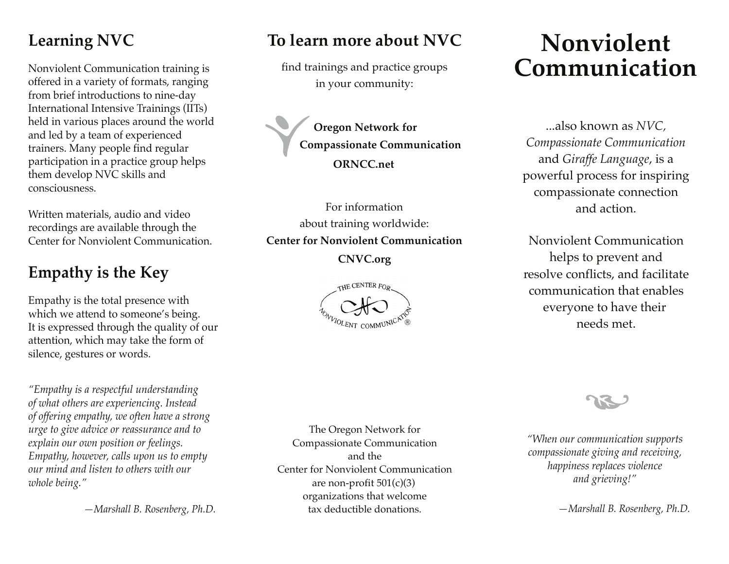## Learning NVC

Nonviolent Communication training is offered in a variety of formats, ranging from brief introductions to nine-day International Intensive Trainings (IITs) held in various places around the world and led by a team of experienced trainers. Many people find regular participation in a practice group helps them develop NVC skills and consciousness.

Written materials, audio and video recordings are available through the Center for Nonviolent Communication.

## Empathy is the Key

Empathy is the total presence with which we attend to someone's being. It is expressed through the quality of our attention, which may take the form of silence, gestures or words.

*"Empathy is a respectful understanding of what others are experiencing. Instead of offering empathy, we often have a strong urge to give advice or reassurance and to explain our own position or feelings. Empathy, however, calls upon us to empty our mind and listen to others with our whole being."*

*—Marshall B. Rosenberg, Ph.D.*

## To learn more about NVC

find trainings and practice groups in your community:

**Oregon Network for Compassionate Communication**

**ORNCC.net**

For information about training worldwide:

**Center for Nonviolent Communication**

**CNVC.org**

THE CENTER FOR NONVIOLENT COMMUNICATION®

The Oregon Network for Compassionate Communication and the Center for Nonviolent Communication are non-profit 501(c)(3) organizations that welcome tax deductible donations.

# Nonviolent Communication

...also known as *NVC, Compassionate Communication* and *Giraffe Language*, is a powerful process for inspiring compassionate connection and action.

Nonviolent Communication helps to prevent and resolve conflicts, and facilitate communication that enables everyone to have their needs met.

*"When our communication supports compassionate giving and receiving, happiness replaces violence and grieving!"*

*—Marshall B. Rosenberg, Ph.D.*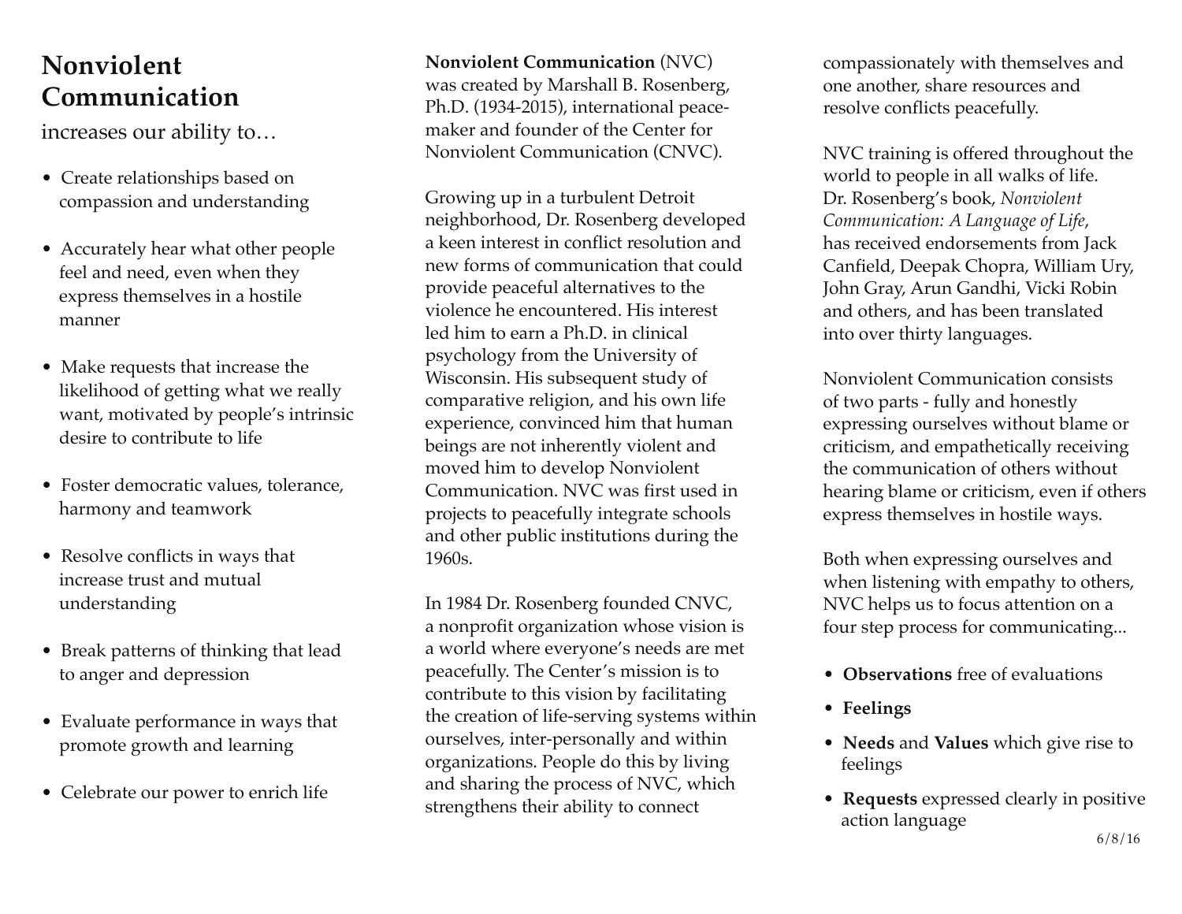# Nonviolent Communication

increases our ability to…

- Create relationships based on compassion and understanding
- Accurately hear what other people feel and need, even when they express themselves in a hostile manner
- Make requests that increase the likelihood of getting what we really want, motivated by people's intrinsic desire to contribute to life
- Foster democratic values, tolerance, harmony and teamwork
- Resolve conflicts in ways that increase trust and mutual understanding
- Break patterns of thinking that lead to anger and depression
- Evaluate performance in ways that promote growth and learning
- Celebrate our power to enrich life

**Nonviolent Communication** (NVC) was created by Marshall B. Rosenberg, Ph.D. (1934-2015), international peacemaker and founder of the Center for Nonviolent Communication (CNVC).

Growing up in a turbulent Detroit neighborhood, Dr. Rosenberg developed a keen interest in conflict resolution and new forms of communication that could provide peaceful alternatives to the violence he encountered. His interest led him to earn a Ph.D. in clinical psychology from the University of Wisconsin. His subsequent study of comparative religion, and his own life experience, convinced him that human beings are not inherently violent and moved him to develop Nonviolent Communication. NVC was first used in projects to peacefully integrate schools and other public institutions during the 1960s.

In 1984 Dr. Rosenberg founded CNVC, a nonprofit organization whose vision is a world where everyone's needs are met peacefully. The Center's mission is to contribute to this vision by facilitating the creation of life-serving systems within ourselves, inter-personally and within organizations. People do this by living and sharing the process of NVC, which strengthens their ability to connect compassionately with themselves and one another, share resources and resolve conflicts peacefully.

NVC training is offered throughout the world to people in all walks of life. Dr. Rosenberg's book, *Nonviolent Communication: A Language of Life*, has received endorsements from Jack Canfield, Deepak Chopra, William Ury, John Gray, Arun Gandhi, Vicki Robin and others, and has been translated into over thirty languages.

Nonviolent Communication consists of two parts - fully and honestly expressing ourselves without blame or criticism, and empathetically receiving the communication of others without hearing blame or criticism, even if others express themselves in hostile ways.

Both when expressing ourselves and when listening with empathy to others, NVC helps us to focus attention on a four step process for communicating...

- **Observations** free of evaluations
- **Feelings**
- **Needs** and **Values** which give rise to feelings
- **Requests** expressed clearly in positive action language

6/8/16